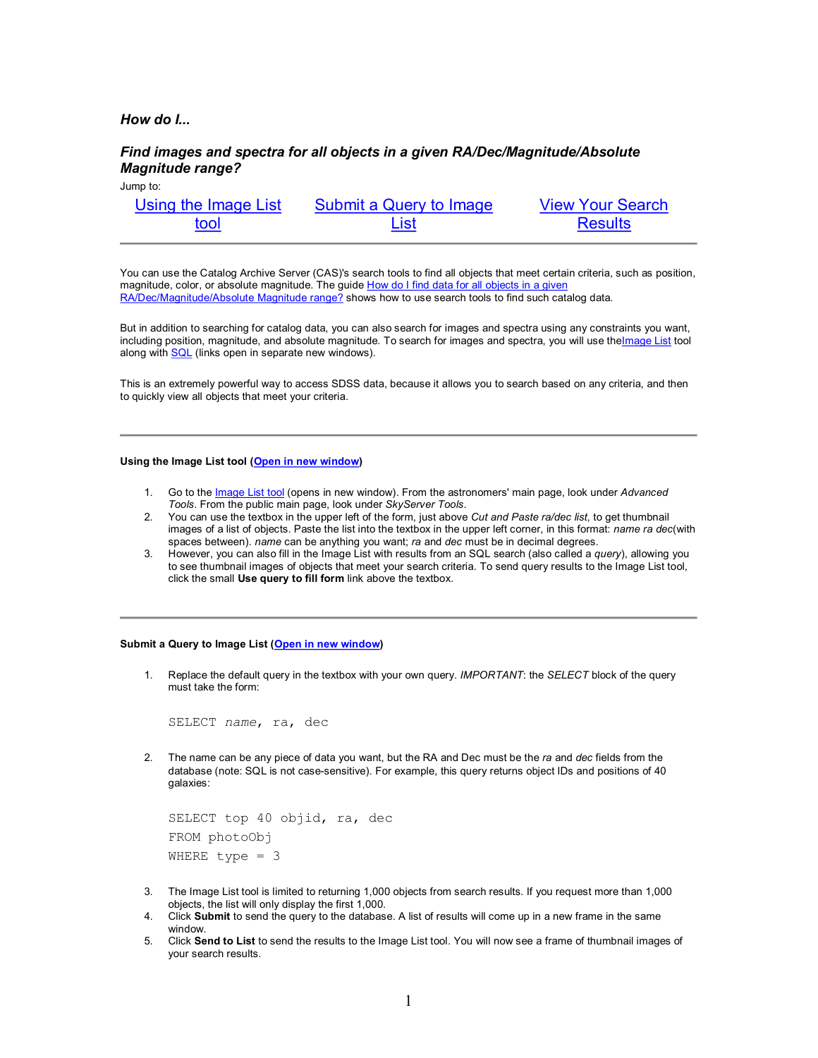*How do I...*

## *Find images and spectra for all objects in a given RA/Dec/Magnitude/Absolute Magnitude range?*

Jump to:

| Using the Image List tool | Submit a Query to Image List | View Your Search Results |
| --- | --- | --- |

---

You can use the Catalog Archive Server (CAS)'s search tools to find all objects that meet certain criteria, such as position, magnitude, color, or absolute magnitude. The guide How do I find data for all objects in a given RA/Dec/Magnitude/Absolute Magnitude range? shows how to use search tools to find such catalog data.

But in addition to searching for catalog data, you can also search for images and spectra using any constraints you want, including position, magnitude, and absolute magnitude. To search for images and spectra, you will use theImage List tool along with SQL (links open in separate new windows).

This is an extremely powerful way to access SDSS data, because it allows you to search based on any criteria, and then to quickly view all objects that meet your criteria.

---

**Using the Image List tool (Open in new window)**

1. Go to the Image List tool (opens in new window). From the astronomers' main page, look under *Advanced Tools*. From the public main page, look under *SkyServer Tools*.
2. You can use the textbox in the upper left of the form, just above *Cut and Paste ra/dec list*, to get thumbnail images of a list of objects. Paste the list into the textbox in the upper left corner, in this format: *name ra dec*(with spaces between). *name* can be anything you want; *ra* and *dec* must be in decimal degrees.
3. However, you can also fill in the Image List with results from an SQL search (also called a *query*), allowing you to see thumbnail images of objects that meet your search criteria. To send query results to the Image List tool, click the small **Use query to fill form** link above the textbox.

---

**Submit a Query to Image List (Open in new window)**

1. Replace the default query in the textbox with your own query. *IMPORTANT*: the *SELECT* block of the query must take the form:

   ```
   SELECT name, ra, dec
   ```

2. The name can be any piece of data you want, but the RA and Dec must be the *ra* and *dec* fields from the database (note: SQL is not case-sensitive). For example, this query returns object IDs and positions of 40 galaxies:

   ```
   SELECT top 40 objid, ra, dec
   FROM photoObj
   WHERE type = 3
   ```

3. The Image List tool is limited to returning 1,000 objects from search results. If you request more than 1,000 objects, the list will only display the first 1,000.
4. Click **Submit** to send the query to the database. A list of results will come up in a new frame in the same window.
5. Click **Send to List** to send the results to the Image List tool. You will now see a frame of thumbnail images of your search results.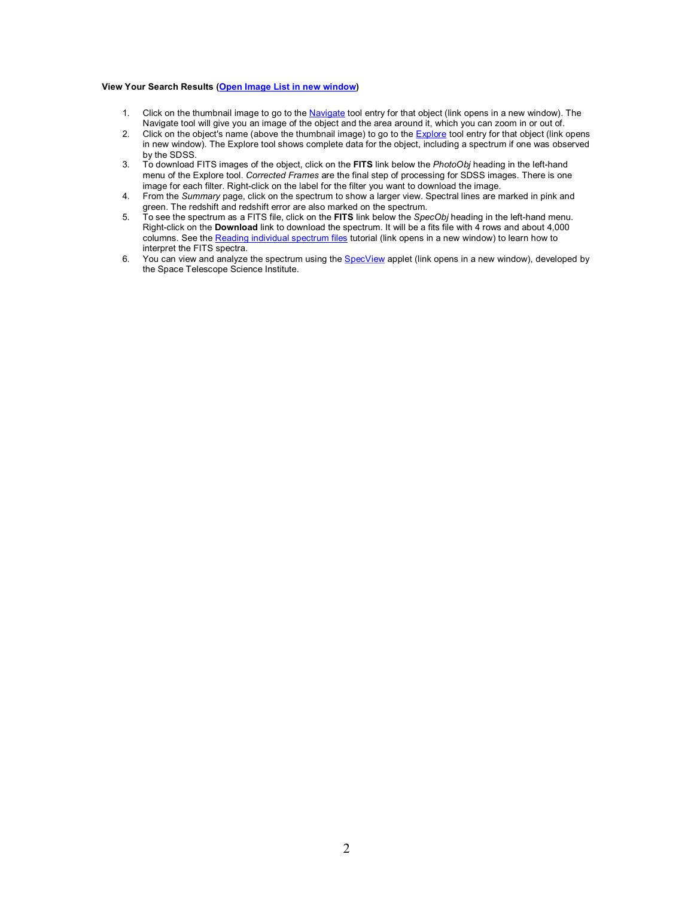**View Your Search Results (Open Image List in new window)**

1. Click on the thumbnail image to go to the Navigate tool entry for that object (link opens in a new window). The Navigate tool will give you an image of the object and the area around it, which you can zoom in or out of.
2. Click on the object's name (above the thumbnail image) to go to the Explore tool entry for that object (link opens in new window). The Explore tool shows complete data for the object, including a spectrum if one was observed by the SDSS.
3. To download FITS images of the object, click on the **FITS** link below the *PhotoObj* heading in the left-hand menu of the Explore tool. *Corrected Frames* are the final step of processing for SDSS images. There is one image for each filter. Right-click on the label for the filter you want to download the image.
4. From the *Summary* page, click on the spectrum to show a larger view. Spectral lines are marked in pink and green. The redshift and redshift error are also marked on the spectrum.
5. To see the spectrum as a FITS file, click on the **FITS** link below the *SpecObj* heading in the left-hand menu. Right-click on the **Download** link to download the spectrum. It will be a fits file with 4 rows and about 4,000 columns. See the Reading individual spectrum files tutorial (link opens in a new window) to learn how to interpret the FITS spectra.
6. You can view and analyze the spectrum using the SpecView applet (link opens in a new window), developed by the Space Telescope Science Institute.